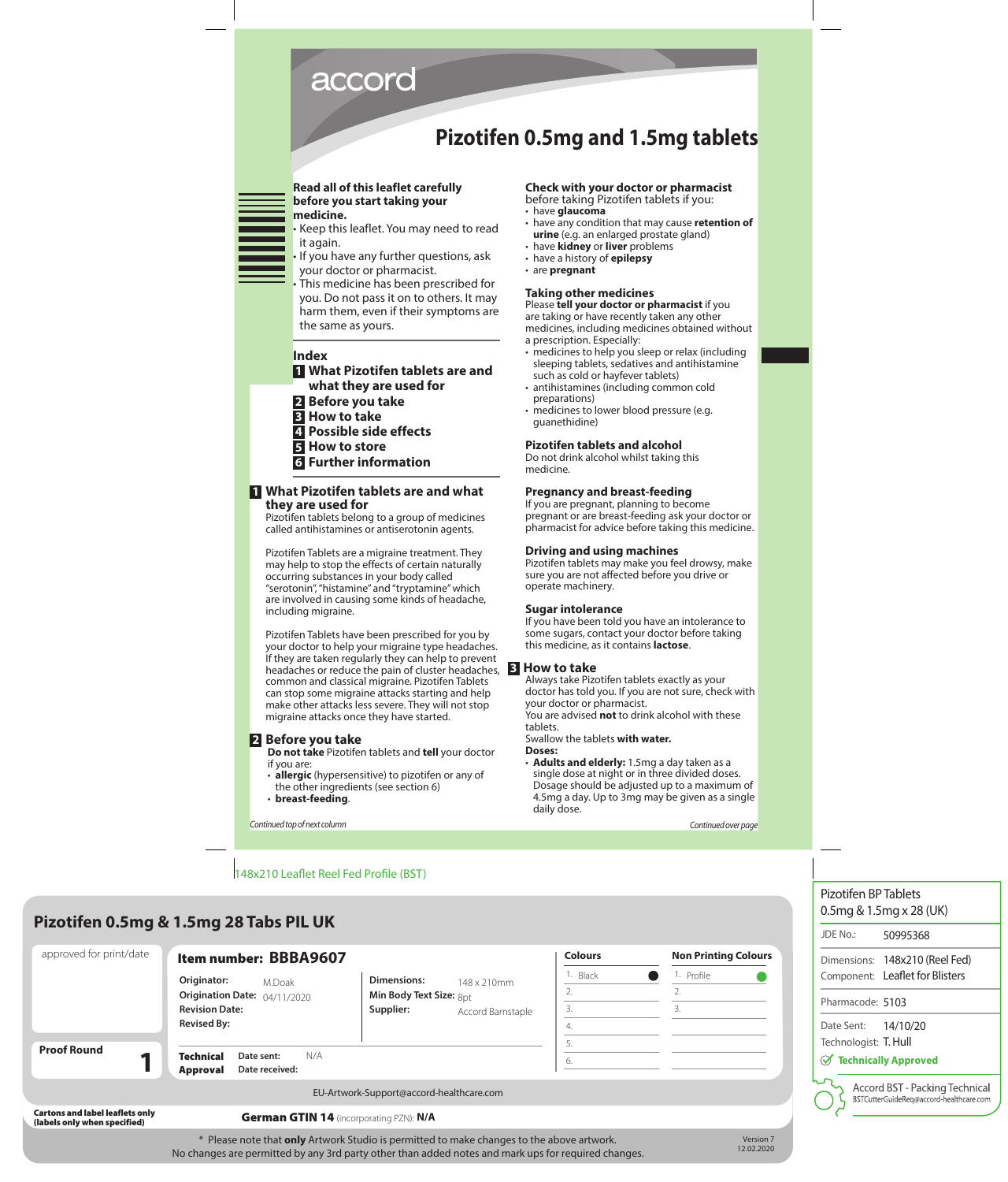accord

# Pizotifen 0.5mg and 1.5mg tablets

**Read all of this leaflet carefully before you start taking your medicine.**

- Keep this leaflet. You may need to read it again.
- If you have any further questions, ask your doctor or pharmacist.
- This medicine has been prescribed for you. Do not pass it on to others. It may harm them, even if their symptoms are the same as yours.

## Index

1. What Pizotifen tablets are and what they are used for
2. Before you take
3. How to take
4. Possible side effects
5. How to store
6. Further information

## 1 What Pizotifen tablets are and what they are used for

Pizotifen tablets belong to a group of medicines called antihistamines or antiserotonin agents.

Pizotifen Tablets are a migraine treatment. They may help to stop the effects of certain naturally occurring substances in your body called "serotonin", "histamine" and "tryptamine" which are involved in causing some kinds of headache, including migraine.

Pizotifen Tablets have been prescribed for you by your doctor to help your migraine type headaches. If they are taken regularly they can help to prevent headaches or reduce the pain of cluster headaches, common and classical migraine. Pizotifen Tablets can stop some migraine attacks starting and help make other attacks less severe. They will not stop migraine attacks once they have started.

## 2 Before you take

**Do not take** Pizotifen tablets and **tell** your doctor if you are:

- **allergic** (hypersensitive) to pizotifen or any of the other ingredients (see section 6)
- **breast-feeding**.

*Continued top of next column*

### Check with your doctor or pharmacist

before taking Pizotifen tablets if you:

- have **glaucoma**
- have any condition that may cause **retention of urine** (e.g. an enlarged prostate gland)
- have **kidney** or **liver** problems
- have a history of **epilepsy**
- are **pregnant**

### Taking other medicines

Please **tell your doctor or pharmacist** if you are taking or have recently taken any other medicines, including medicines obtained without a prescription. Especially:

- medicines to help you sleep or relax (including sleeping tablets, sedatives and antihistamine such as cold or hayfever tablets)
- antihistamines (including common cold preparations)
- medicines to lower blood pressure (e.g. guanethidine)

### Pizotifen tablets and alcohol

Do not drink alcohol whilst taking this medicine.

### Pregnancy and breast-feeding

If you are pregnant, planning to become pregnant or are breast-feeding ask your doctor or pharmacist for advice before taking this medicine.

### Driving and using machines

Pizotifen tablets may make you feel drowsy, make sure you are not affected before you drive or operate machinery.

### Sugar intolerance

If you have been told you have an intolerance to some sugars, contact your doctor before taking this medicine, as it contains **lactose**.

## 3 How to take

Always take Pizotifen tablets exactly as your doctor has told you. If you are not sure, check with your doctor or pharmacist.

You are advised **not** to drink alcohol with these tablets.

Swallow the tablets **with water.**

**Doses:**

- **Adults and elderly:** 1.5mg a day taken as a single dose at night or in three divided doses. Dosage should be adjusted up to a maximum of 4.5mg a day. Up to 3mg may be given as a single daily dose.

*Continued over page*

148x210 Leaflet Reel Fed Profile (BST)

## Pizotifen 0.5mg & 1.5mg 28 Tabs PIL UK

| approved for print/date | **Item number: BBBA9607** | | Colours | Non Printing Colours |
|---|---|---|---|---|
| | Originator: M.Doak | Dimensions: 148 x 210mm | 1. Black | 1. Profile |
| | Origination Date: 04/11/2020 | Min Body Text Size: 8pt | 2. | 2. |
| | Revision Date: | Supplier: Accord Barnstaple | 3. | 3. |
| | Revised By: | | 4. | |
| Proof Round 1 | Technical Approval — Date sent: N/A; Date received: | | 5. | |
| | | | 6. | |

EU-Artwork-Support@accord-healthcare.com

Cartons and label leaflets only (labels only when specified) — **German GTIN 14** (incorporating PZN): **N/A**

* Please note that **only** Artwork Studio is permitted to make changes to the above artwork. No changes are permitted by any 3rd party other than added notes and mark ups for required changes.

Version 7 12.02.2020

| Pizotifen BP Tablets 0.5mg & 1.5mg x 28 (UK) | |
|---|---|
| JDE No.: | 50995368 |
| Dimensions: | 148x210 (Reel Fed) |
| Component: | Leaflet for Blisters |
| Pharmacode: | 5103 |
| Date Sent: | 14/10/20 |
| Technologist: | T. Hull |

Technically Approved

Accord BST - Packing Technical
BSTCutterGuideReq@accord-healthcare.com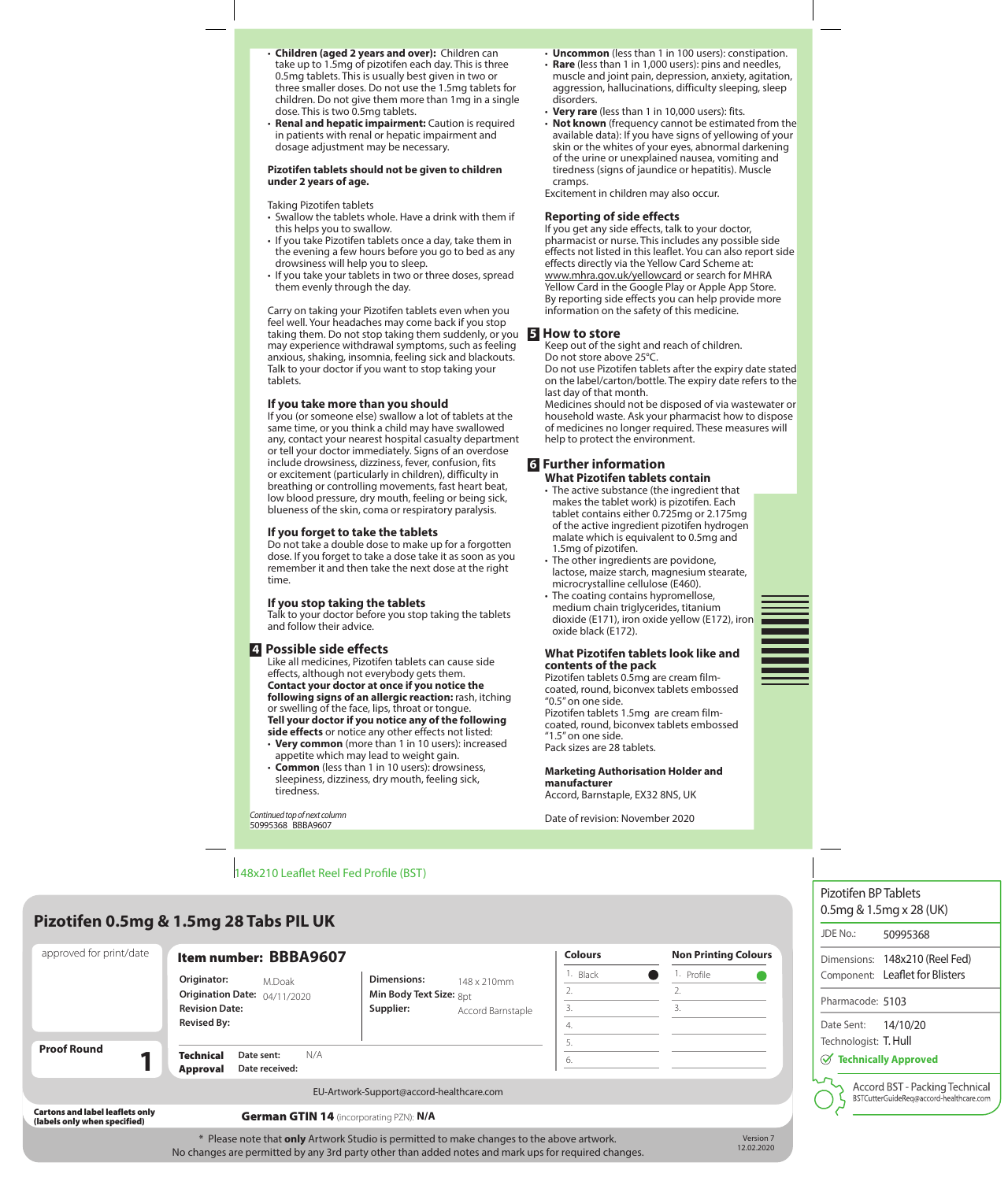- **Children (aged 2 years and over):** Children can take up to 1.5mg of pizotifen each day. This is three 0.5mg tablets. This is usually best given in two or three smaller doses. Do not use the 1.5mg tablets for children. Do not give them more than 1mg in a single dose. This is two 0.5mg tablets.
- **Renal and hepatic impairment:** Caution is required in patients with renal or hepatic impairment and dosage adjustment may be necessary.

**Pizotifen tablets should not be given to children under 2 years of age.**

Taking Pizotifen tablets

- Swallow the tablets whole. Have a drink with them if this helps you to swallow.
- If you take Pizotifen tablets once a day, take them in the evening a few hours before you go to bed as any drowsiness will help you to sleep.
- If you take your tablets in two or three doses, spread them evenly through the day.

Carry on taking your Pizotifen tablets even when you feel well. Your headaches may come back if you stop taking them. Do not stop taking them suddenly, or you may experience withdrawal symptoms, such as feeling anxious, shaking, insomnia, feeling sick and blackouts. Talk to your doctor if you want to stop taking your tablets.

### If you take more than you should

If you (or someone else) swallow a lot of tablets at the same time, or you think a child may have swallowed any, contact your nearest hospital casualty department or tell your doctor immediately. Signs of an overdose include drowsiness, dizziness, fever, confusion, fits or excitement (particularly in children), difficulty in breathing or controlling movements, fast heart beat, low blood pressure, dry mouth, feeling or being sick, blueness of the skin, coma or respiratory paralysis.

### If you forget to take the tablets

Do not take a double dose to make up for a forgotten dose. If you forget to take a dose take it as soon as you remember it and then take the next dose at the right time.

### If you stop taking the tablets

Talk to your doctor before you stop taking the tablets and follow their advice.

## 4 Possible side effects

Like all medicines, Pizotifen tablets can cause side effects, although not everybody gets them.
**Contact your doctor at once if you notice the following signs of an allergic reaction:** rash, itching or swelling of the face, lips, throat or tongue.
**Tell your doctor if you notice any of the following side effects** or notice any other effects not listed:

- **Very common** (more than 1 in 10 users): increased appetite which may lead to weight gain.
- **Common** (less than 1 in 10 users): drowsiness, sleepiness, dizziness, dry mouth, feeling sick, tiredness.

*Continued top of next column*
50995368 BBBA9607

- **Uncommon** (less than 1 in 100 users): constipation.
- **Rare** (less than 1 in 1,000 users): pins and needles, muscle and joint pain, depression, anxiety, agitation, aggression, hallucinations, difficulty sleeping, sleep disorders.
- **Very rare** (less than 1 in 10,000 users): fits.
- **Not known** (frequency cannot be estimated from the available data): If you have signs of yellowing of your skin or the whites of your eyes, abnormal darkening of the urine or unexplained nausea, vomiting and tiredness (signs of jaundice or hepatitis). Muscle cramps.

Excitement in children may also occur.

### Reporting of side effects

If you get any side effects, talk to your doctor, pharmacist or nurse. This includes any possible side effects not listed in this leaflet. You can also report side effects directly via the Yellow Card Scheme at: www.mhra.gov.uk/yellowcard or search for MHRA Yellow Card in the Google Play or Apple App Store. By reporting side effects you can help provide more information on the safety of this medicine.

## 5 How to store

Keep out of the sight and reach of children.
Do not store above 25°C.
Do not use Pizotifen tablets after the expiry date stated on the label/carton/bottle. The expiry date refers to the last day of that month.
Medicines should not be disposed of via wastewater or household waste. Ask your pharmacist how to dispose of medicines no longer required. These measures will help to protect the environment.

## 6 Further information

### What Pizotifen tablets contain

- The active substance (the ingredient that makes the tablet work) is pizotifen. Each tablet contains either 0.725mg or 2.175mg of the active ingredient pizotifen hydrogen malate which is equivalent to 0.5mg and 1.5mg of pizotifen.
- The other ingredients are povidone, lactose, maize starch, magnesium stearate, microcrystalline cellulose (E460).
- The coating contains hypromellose, medium chain triglycerides, titanium dioxide (E171), iron oxide yellow (E172), iron oxide black (E172).

### What Pizotifen tablets look like and contents of the pack

Pizotifen tablets 0.5mg are cream film-coated, round, biconvex tablets embossed "0.5" on one side.
Pizotifen tablets 1.5mg are cream film-coated, round, biconvex tablets embossed "1.5" on one side.
Pack sizes are 28 tablets.

**Marketing Authorisation Holder and manufacturer**
Accord, Barnstaple, EX32 8NS, UK

Date of revision: November 2020

148x210 Leaflet Reel Fed Profile (BST)

## Pizotifen 0.5mg & 1.5mg 28 Tabs PIL UK

approved for print/date

**Proof Round** 1

**Item number: BBBA9607**

| | | | |
|---|---|---|---|
| **Originator:** | M.Doak | **Dimensions:** | 148 x 210mm |
| **Origination Date:** | 04/11/2020 | **Min Body Text Size:** | 8pt |
| **Revision Date:** | | **Supplier:** | Accord Barnstaple |
| **Revised By:** | | | |

**Technical Approval** — **Date sent:** N/A — **Date received:**

| Colours | Non Printing Colours |
|---|---|
| 1. Black | 1. Profile |
| 2. | 2. |
| 3. | 3. |
| 4. | |
| 5. | |
| 6. | |

EU-Artwork-Support@accord-healthcare.com

**Cartons and label leaflets only (labels only when specified)**

**German GTIN 14** (incorporating PZN): **N/A**

\* Please note that **only** Artwork Studio is permitted to make changes to the above artwork.
No changes are permitted by any 3rd party other than added notes and mark ups for required changes.

Version 7
12.02.2020

Pizotifen BP Tablets
0.5mg & 1.5mg x 28 (UK)

| | |
|---|---|
| JDE No.: | 50995368 |
| Dimensions: | 148x210 (Reel Fed) |
| Component: | Leaflet for Blisters |
| Pharmacode: | 5103 |
| Date Sent: | 14/10/20 |
| Technologist: | T. Hull |

**Technically Approved**

Accord BST - Packing Technical
BSTCutterGuideReq@accord-healthcare.com